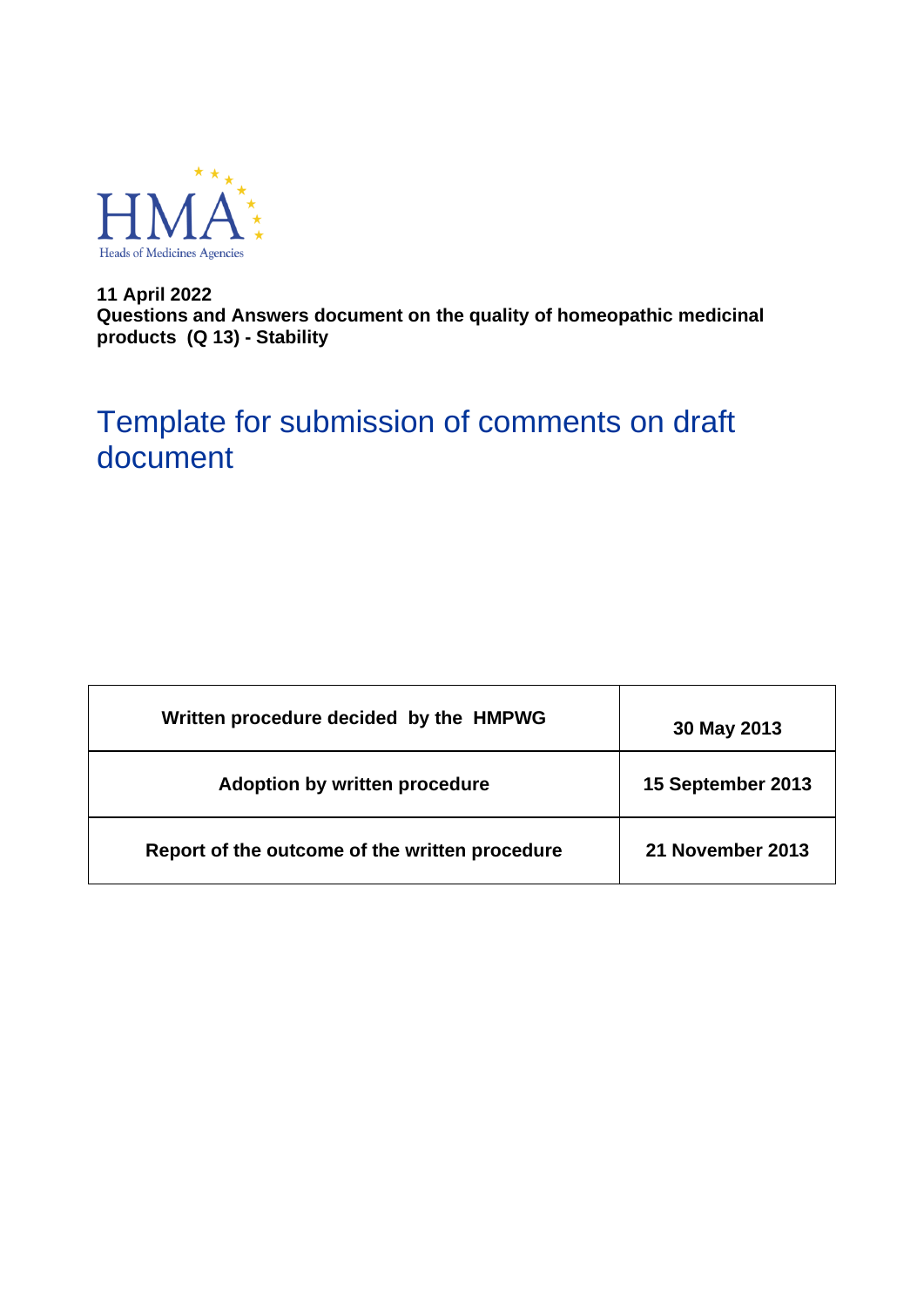HMA

Heads of Medicines Agencies

**11 April 2022**
**Questions and Answers document on the quality of homeopathic medicinal products (Q 13) - Stability**

# Template for submission of comments on draft document

| Written procedure decided by the HMPWG | 30 May 2013 |
| --- | --- |
| Adoption by written procedure | 15 September 2013 |
| Report of the outcome of the written procedure | 21 November 2013 |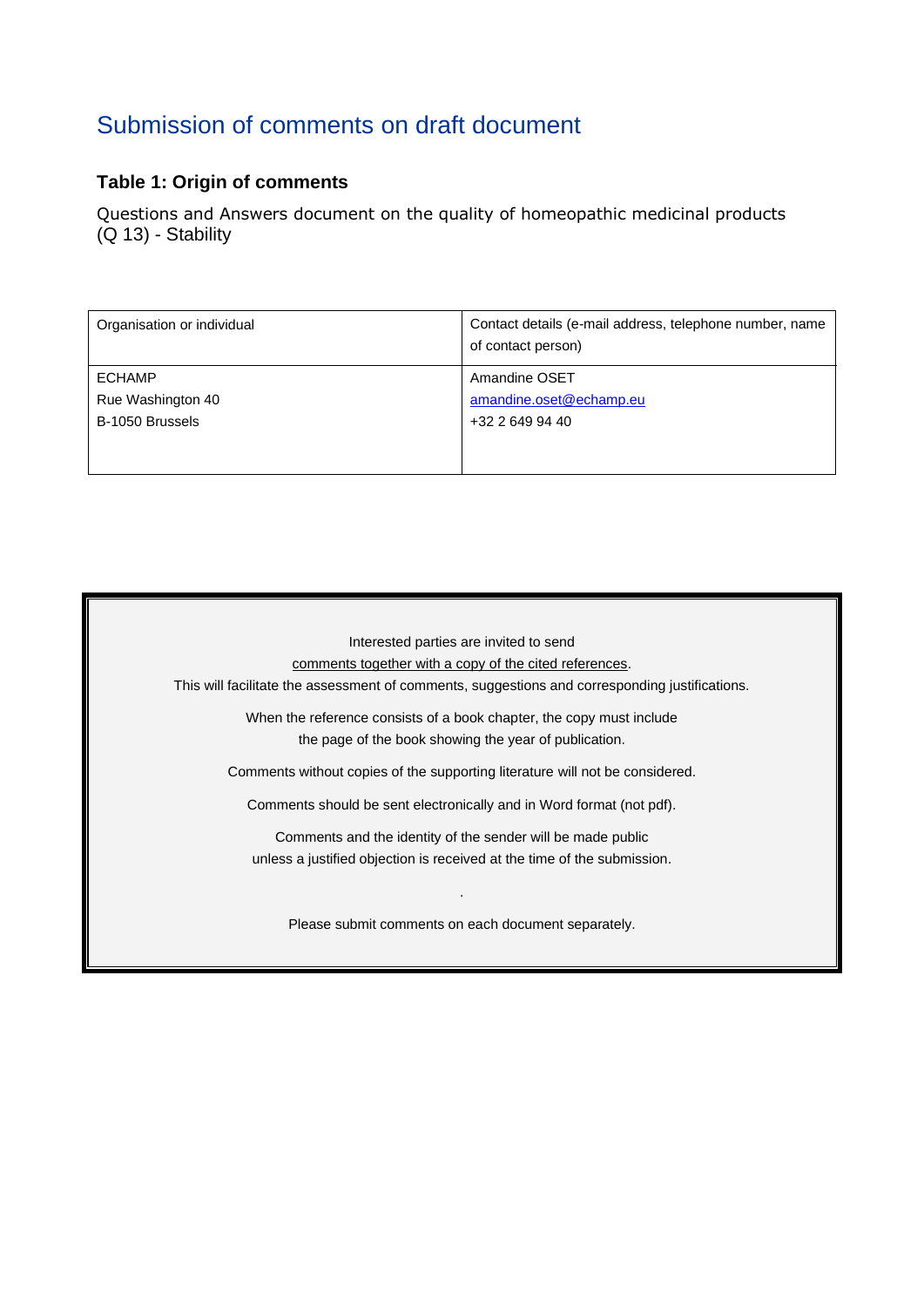# Submission of comments on draft document

### Table 1: Origin of comments

Questions and Answers document on the quality of homeopathic medicinal products (Q 13) - Stability

| Organisation or individual | Contact details (e-mail address, telephone number, name of contact person) |
|---|---|
| ECHAMP<br>Rue Washington 40<br>B-1050 Brussels | Amandine OSET<br>amandine.oset@echamp.eu<br>+32 2 649 94 40 |

Interested parties are invited to send comments together with a copy of the cited references. This will facilitate the assessment of comments, suggestions and corresponding justifications.

When the reference consists of a book chapter, the copy must include the page of the book showing the year of publication.

Comments without copies of the supporting literature will not be considered.

Comments should be sent electronically and in Word format (not pdf).

Comments and the identity of the sender will be made public unless a justified objection is received at the time of the submission.

.

Please submit comments on each document separately.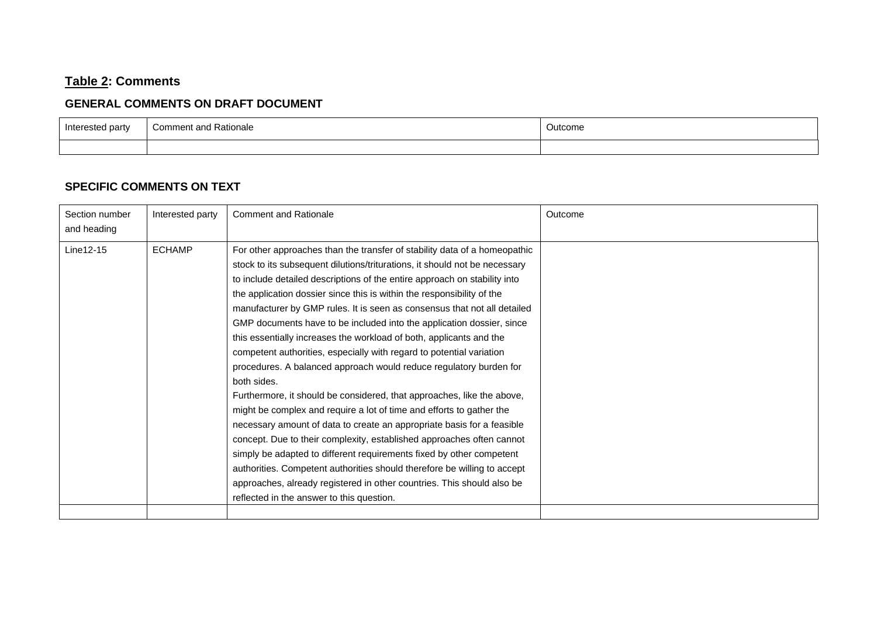## **Table 2: Comments**

### GENERAL COMMENTS ON DRAFT DOCUMENT

| Interested party | Comment and Rationale | Outcome |
| --- | --- | --- |
| | | |

### SPECIFIC COMMENTS ON TEXT

| Section number and heading | Interested party | Comment and Rationale | Outcome |
| --- | --- | --- | --- |
| Line12-15 | ECHAMP | For other approaches than the transfer of stability data of a homeopathic stock to its subsequent dilutions/triturations, it should not be necessary to include detailed descriptions of the entire approach on stability into the application dossier since this is within the responsibility of the manufacturer by GMP rules. It is seen as consensus that not all detailed GMP documents have to be included into the application dossier, since this essentially increases the workload of both, applicants and the competent authorities, especially with regard to potential variation procedures. A balanced approach would reduce regulatory burden for both sides.<br>Furthermore, it should be considered, that approaches, like the above, might be complex and require a lot of time and efforts to gather the necessary amount of data to create an appropriate basis for a feasible concept. Due to their complexity, established approaches often cannot simply be adapted to different requirements fixed by other competent authorities. Competent authorities should therefore be willing to accept approaches, already registered in other countries. This should also be reflected in the answer to this question. | |
| | | | |